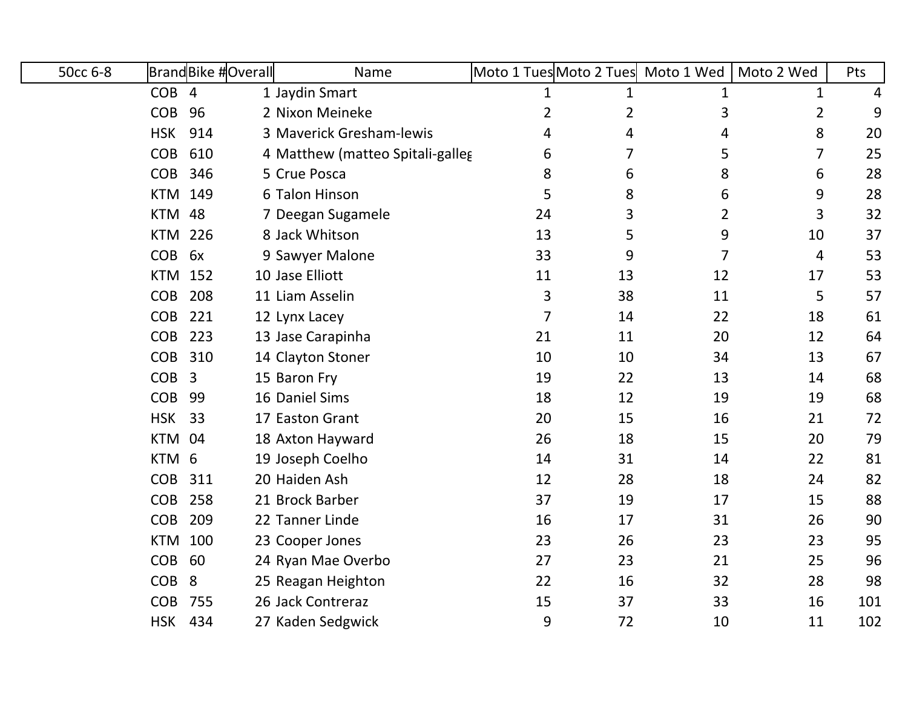| 50cc 6-8 | Brand | Bike # | Overall | Name | Moto 1 Tues | Moto 2 Tues | Moto 1 Wed | Moto 2 Wed | Pts |
|---|---|---|---|---|---|---|---|---|---|
| | COB | 4 | 1 | Jaydin Smart | 1 | 1 | 1 | 1 | 4 |
| | COB | 96 | 2 | Nixon Meineke | 2 | 2 | 3 | 2 | 9 |
| | HSK | 914 | 3 | Maverick Gresham-lewis | 4 | 4 | 4 | 8 | 20 |
| | COB | 610 | 4 | Matthew (matteo Spitali-galleg | 6 | 7 | 5 | 7 | 25 |
| | COB | 346 | 5 | Crue Posca | 8 | 6 | 8 | 6 | 28 |
| | KTM | 149 | 6 | Talon Hinson | 5 | 8 | 6 | 9 | 28 |
| | KTM | 48 | 7 | Deegan Sugamele | 24 | 3 | 2 | 3 | 32 |
| | KTM | 226 | 8 | Jack Whitson | 13 | 5 | 9 | 10 | 37 |
| | COB | 6x | 9 | Sawyer Malone | 33 | 9 | 7 | 4 | 53 |
| | KTM | 152 | 10 | Jase Elliott | 11 | 13 | 12 | 17 | 53 |
| | COB | 208 | 11 | Liam Asselin | 3 | 38 | 11 | 5 | 57 |
| | COB | 221 | 12 | Lynx Lacey | 7 | 14 | 22 | 18 | 61 |
| | COB | 223 | 13 | Jase Carapinha | 21 | 11 | 20 | 12 | 64 |
| | COB | 310 | 14 | Clayton Stoner | 10 | 10 | 34 | 13 | 67 |
| | COB | 3 | 15 | Baron Fry | 19 | 22 | 13 | 14 | 68 |
| | COB | 99 | 16 | Daniel Sims | 18 | 12 | 19 | 19 | 68 |
| | HSK | 33 | 17 | Easton Grant | 20 | 15 | 16 | 21 | 72 |
| | KTM | 04 | 18 | Axton Hayward | 26 | 18 | 15 | 20 | 79 |
| | KTM | 6 | 19 | Joseph Coelho | 14 | 31 | 14 | 22 | 81 |
| | COB | 311 | 20 | Haiden Ash | 12 | 28 | 18 | 24 | 82 |
| | COB | 258 | 21 | Brock Barber | 37 | 19 | 17 | 15 | 88 |
| | COB | 209 | 22 | Tanner Linde | 16 | 17 | 31 | 26 | 90 |
| | KTM | 100 | 23 | Cooper Jones | 23 | 26 | 23 | 23 | 95 |
| | COB | 60 | 24 | Ryan Mae Overbo | 27 | 23 | 21 | 25 | 96 |
| | COB | 8 | 25 | Reagan Heighton | 22 | 16 | 32 | 28 | 98 |
| | COB | 755 | 26 | Jack Contreraz | 15 | 37 | 33 | 16 | 101 |
| | HSK | 434 | 27 | Kaden Sedgwick | 9 | 72 | 10 | 11 | 102 |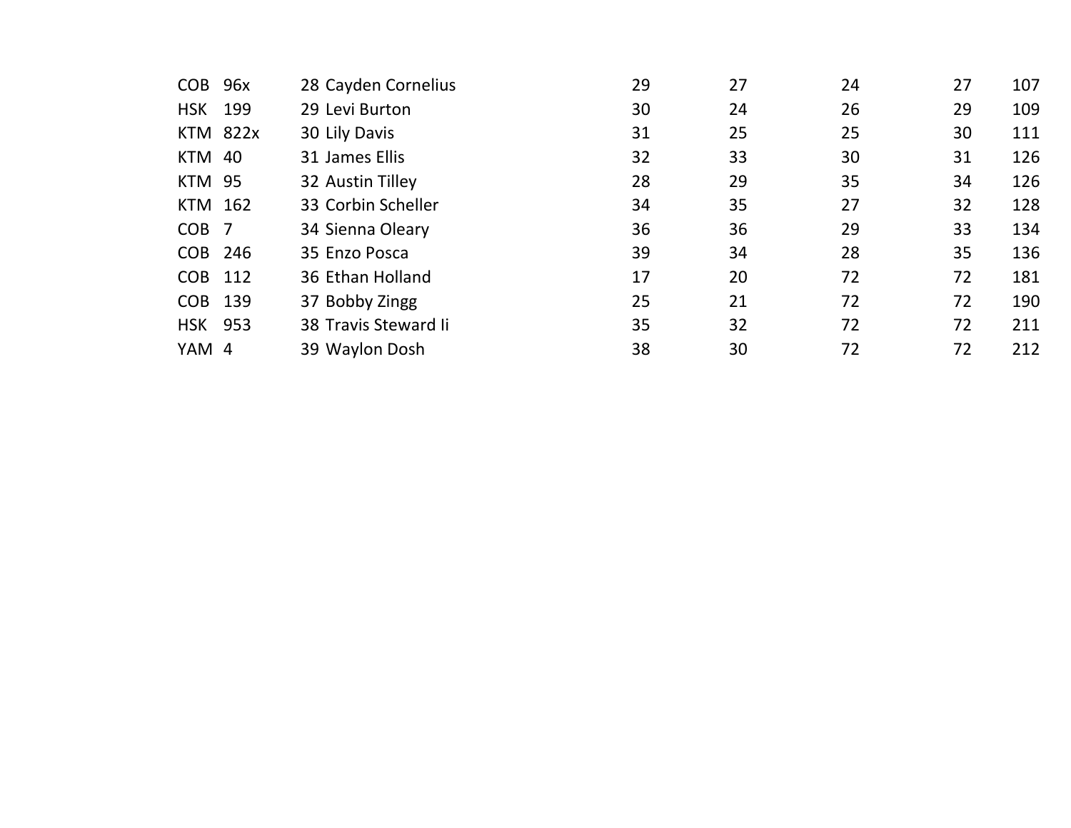| | | | | | | | | |
|---|---|---|---|---|---|---|---|---|
| COB | 96x | 28 | Cayden Cornelius | 29 | 27 | 24 | 27 | 107 |
| HSK | 199 | 29 | Levi Burton | 30 | 24 | 26 | 29 | 109 |
| KTM | 822x | 30 | Lily Davis | 31 | 25 | 25 | 30 | 111 |
| KTM | 40 | 31 | James Ellis | 32 | 33 | 30 | 31 | 126 |
| KTM | 95 | 32 | Austin Tilley | 28 | 29 | 35 | 34 | 126 |
| KTM | 162 | 33 | Corbin Scheller | 34 | 35 | 27 | 32 | 128 |
| COB | 7 | 34 | Sienna Oleary | 36 | 36 | 29 | 33 | 134 |
| COB | 246 | 35 | Enzo Posca | 39 | 34 | 28 | 35 | 136 |
| COB | 112 | 36 | Ethan Holland | 17 | 20 | 72 | 72 | 181 |
| COB | 139 | 37 | Bobby Zingg | 25 | 21 | 72 | 72 | 190 |
| HSK | 953 | 38 | Travis Steward Ii | 35 | 32 | 72 | 72 | 211 |
| YAM | 4 | 39 | Waylon Dosh | 38 | 30 | 72 | 72 | 212 |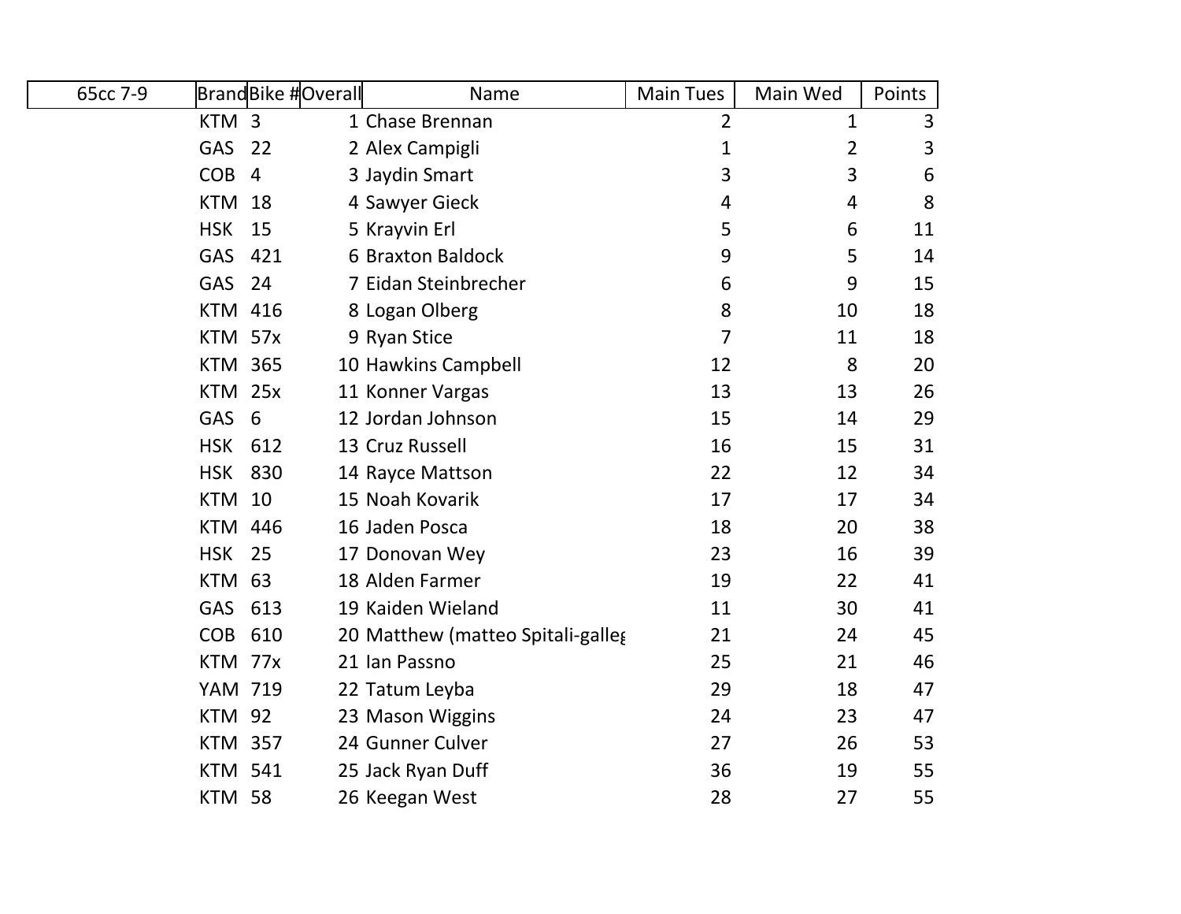| 65cc 7-9 | Brand | Bike # | Overall | Name | Main Tues | Main Wed | Points |
|---|---|---|---|---|---|---|---|
| | KTM | 3 | 1 | Chase Brennan | 2 | 1 | 3 |
| | GAS | 22 | 2 | Alex Campigli | 1 | 2 | 3 |
| | COB | 4 | 3 | Jaydin Smart | 3 | 3 | 6 |
| | KTM | 18 | 4 | Sawyer Gieck | 4 | 4 | 8 |
| | HSK | 15 | 5 | Krayvin Erl | 5 | 6 | 11 |
| | GAS | 421 | 6 | Braxton Baldock | 9 | 5 | 14 |
| | GAS | 24 | 7 | Eidan Steinbrecher | 6 | 9 | 15 |
| | KTM | 416 | 8 | Logan Olberg | 8 | 10 | 18 |
| | KTM | 57x | 9 | Ryan Stice | 7 | 11 | 18 |
| | KTM | 365 | 10 | Hawkins Campbell | 12 | 8 | 20 |
| | KTM | 25x | 11 | Konner Vargas | 13 | 13 | 26 |
| | GAS | 6 | 12 | Jordan Johnson | 15 | 14 | 29 |
| | HSK | 612 | 13 | Cruz Russell | 16 | 15 | 31 |
| | HSK | 830 | 14 | Rayce Mattson | 22 | 12 | 34 |
| | KTM | 10 | 15 | Noah Kovarik | 17 | 17 | 34 |
| | KTM | 446 | 16 | Jaden Posca | 18 | 20 | 38 |
| | HSK | 25 | 17 | Donovan Wey | 23 | 16 | 39 |
| | KTM | 63 | 18 | Alden Farmer | 19 | 22 | 41 |
| | GAS | 613 | 19 | Kaiden Wieland | 11 | 30 | 41 |
| | COB | 610 | 20 | Matthew (matteo Spitali-galleg | 21 | 24 | 45 |
| | KTM | 77x | 21 | Ian Passno | 25 | 21 | 46 |
| | YAM | 719 | 22 | Tatum Leyba | 29 | 18 | 47 |
| | KTM | 92 | 23 | Mason Wiggins | 24 | 23 | 47 |
| | KTM | 357 | 24 | Gunner Culver | 27 | 26 | 53 |
| | KTM | 541 | 25 | Jack Ryan Duff | 36 | 19 | 55 |
| | KTM | 58 | 26 | Keegan West | 28 | 27 | 55 |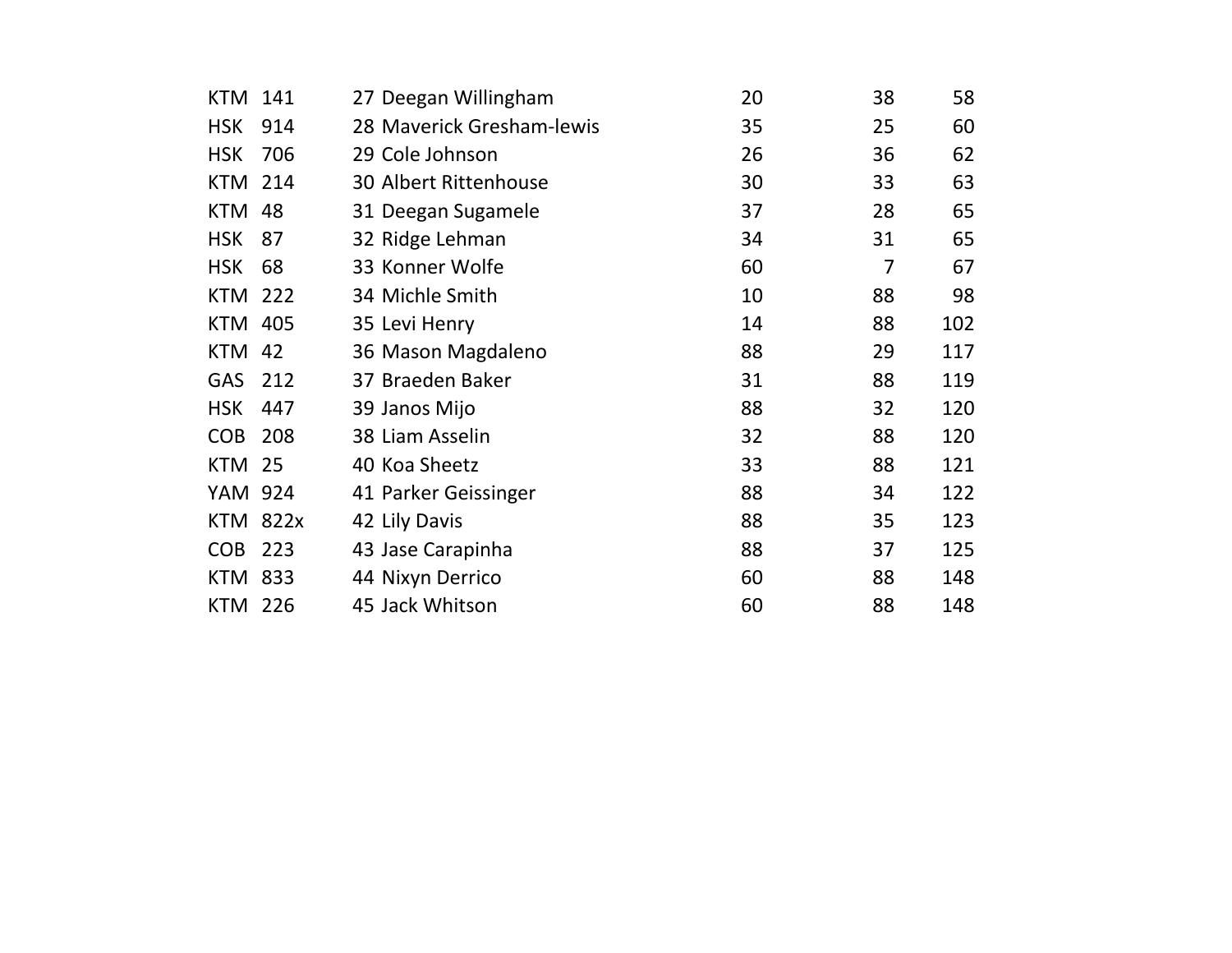| | | | | | | |
|---|---|---|---|---|---|---|
| KTM | 141 | 27 | Deegan Willingham | 20 | 38 | 58 |
| HSK | 914 | 28 | Maverick Gresham-lewis | 35 | 25 | 60 |
| HSK | 706 | 29 | Cole Johnson | 26 | 36 | 62 |
| KTM | 214 | 30 | Albert Rittenhouse | 30 | 33 | 63 |
| KTM | 48 | 31 | Deegan Sugamele | 37 | 28 | 65 |
| HSK | 87 | 32 | Ridge Lehman | 34 | 31 | 65 |
| HSK | 68 | 33 | Konner Wolfe | 60 | 7 | 67 |
| KTM | 222 | 34 | Michle Smith | 10 | 88 | 98 |
| KTM | 405 | 35 | Levi Henry | 14 | 88 | 102 |
| KTM | 42 | 36 | Mason Magdaleno | 88 | 29 | 117 |
| GAS | 212 | 37 | Braeden Baker | 31 | 88 | 119 |
| HSK | 447 | 39 | Janos Mijo | 88 | 32 | 120 |
| COB | 208 | 38 | Liam Asselin | 32 | 88 | 120 |
| KTM | 25 | 40 | Koa Sheetz | 33 | 88 | 121 |
| YAM | 924 | 41 | Parker Geissinger | 88 | 34 | 122 |
| KTM | 822x | 42 | Lily Davis | 88 | 35 | 123 |
| COB | 223 | 43 | Jase Carapinha | 88 | 37 | 125 |
| KTM | 833 | 44 | Nixyn Derrico | 60 | 88 | 148 |
| KTM | 226 | 45 | Jack Whitson | 60 | 88 | 148 |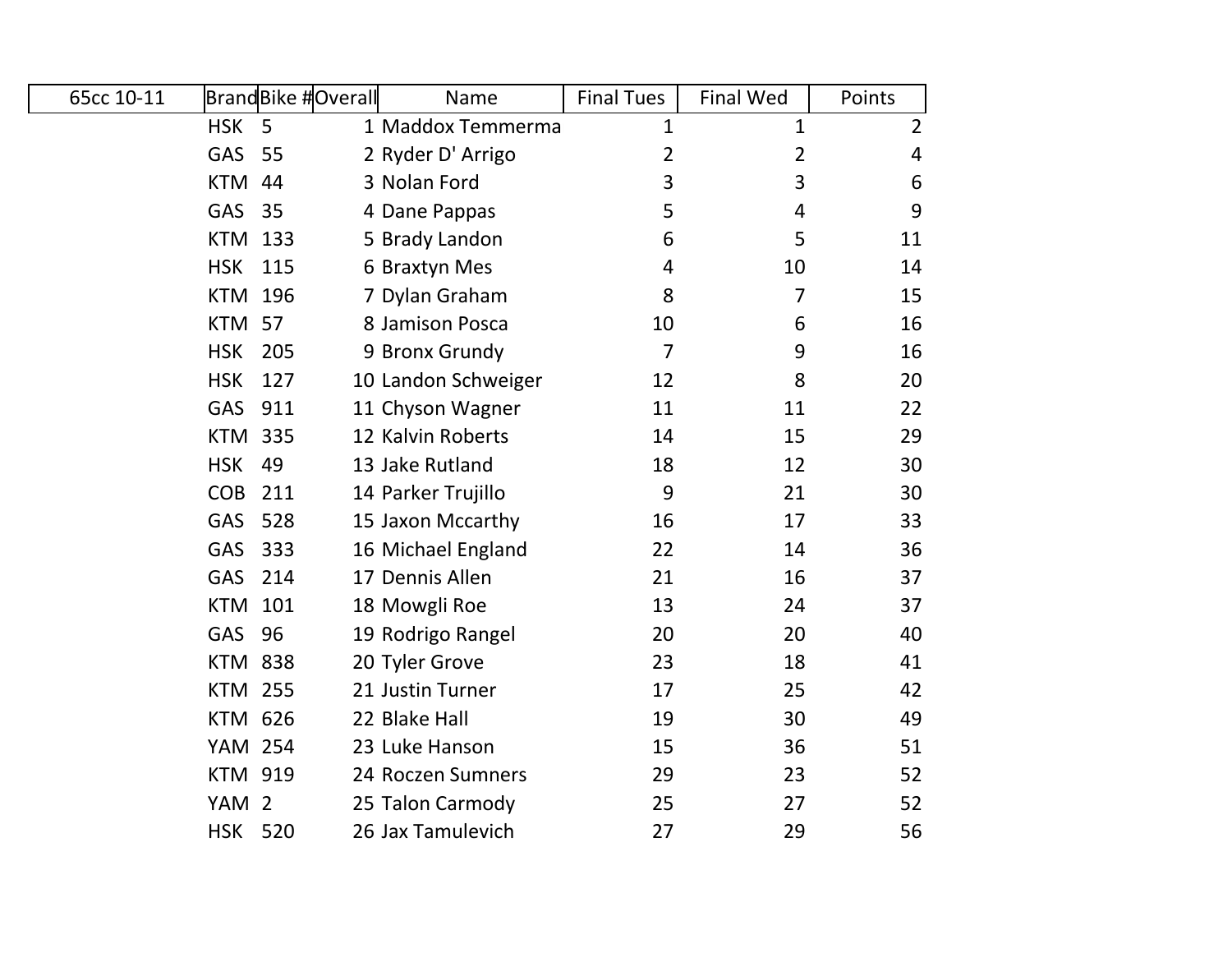| 65cc 10-11 | Brand | Bike # | Overall | Name | Final Tues | Final Wed | Points |
|---|---|---|---|---|---|---|---|
| | HSK | 5 | 1 | Maddox Temmerma | 1 | 1 | 2 |
| | GAS | 55 | 2 | Ryder D' Arrigo | 2 | 2 | 4 |
| | KTM | 44 | 3 | Nolan Ford | 3 | 3 | 6 |
| | GAS | 35 | 4 | Dane Pappas | 5 | 4 | 9 |
| | KTM | 133 | 5 | Brady Landon | 6 | 5 | 11 |
| | HSK | 115 | 6 | Braxtyn Mes | 4 | 10 | 14 |
| | KTM | 196 | 7 | Dylan Graham | 8 | 7 | 15 |
| | KTM | 57 | 8 | Jamison Posca | 10 | 6 | 16 |
| | HSK | 205 | 9 | Bronx Grundy | 7 | 9 | 16 |
| | HSK | 127 | 10 | Landon Schweiger | 12 | 8 | 20 |
| | GAS | 911 | 11 | Chyson Wagner | 11 | 11 | 22 |
| | KTM | 335 | 12 | Kalvin Roberts | 14 | 15 | 29 |
| | HSK | 49 | 13 | Jake Rutland | 18 | 12 | 30 |
| | COB | 211 | 14 | Parker Trujillo | 9 | 21 | 30 |
| | GAS | 528 | 15 | Jaxon Mccarthy | 16 | 17 | 33 |
| | GAS | 333 | 16 | Michael England | 22 | 14 | 36 |
| | GAS | 214 | 17 | Dennis Allen | 21 | 16 | 37 |
| | KTM | 101 | 18 | Mowgli Roe | 13 | 24 | 37 |
| | GAS | 96 | 19 | Rodrigo Rangel | 20 | 20 | 40 |
| | KTM | 838 | 20 | Tyler Grove | 23 | 18 | 41 |
| | KTM | 255 | 21 | Justin Turner | 17 | 25 | 42 |
| | KTM | 626 | 22 | Blake Hall | 19 | 30 | 49 |
| | YAM | 254 | 23 | Luke Hanson | 15 | 36 | 51 |
| | KTM | 919 | 24 | Roczen Sumners | 29 | 23 | 52 |
| | YAM | 2 | 25 | Talon Carmody | 25 | 27 | 52 |
| | HSK | 520 | 26 | Jax Tamulevich | 27 | 29 | 56 |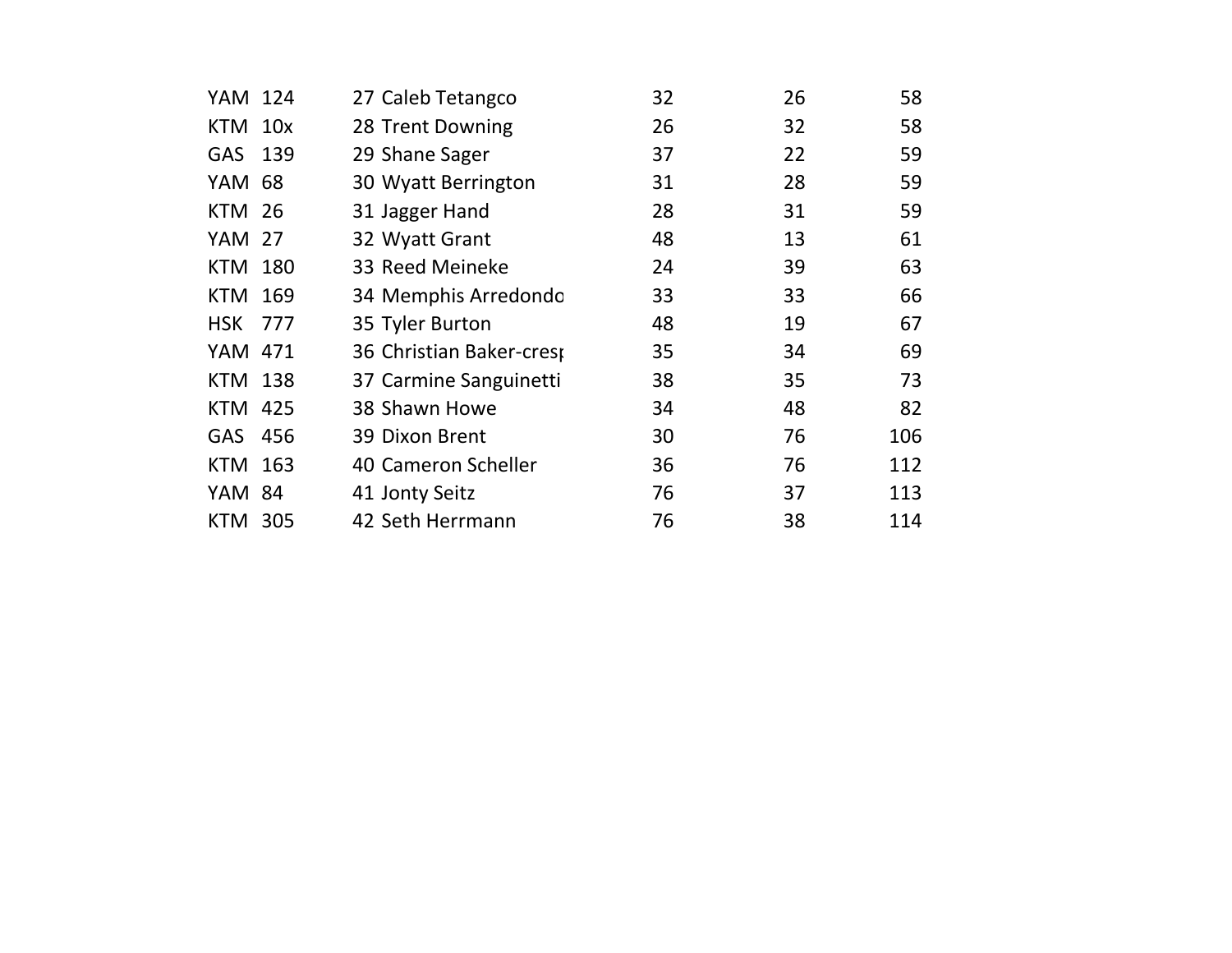| | | | | | | |
|---|---|---|---|---|---|---|
| YAM | 124 | 27 | Caleb Tetangco | 32 | 26 | 58 |
| KTM | 10x | 28 | Trent Downing | 26 | 32 | 58 |
| GAS | 139 | 29 | Shane Sager | 37 | 22 | 59 |
| YAM | 68 | 30 | Wyatt Berrington | 31 | 28 | 59 |
| KTM | 26 | 31 | Jagger Hand | 28 | 31 | 59 |
| YAM | 27 | 32 | Wyatt Grant | 48 | 13 | 61 |
| KTM | 180 | 33 | Reed Meineke | 24 | 39 | 63 |
| KTM | 169 | 34 | Memphis Arredondo | 33 | 33 | 66 |
| HSK | 777 | 35 | Tyler Burton | 48 | 19 | 67 |
| YAM | 471 | 36 | Christian Baker-cresp | 35 | 34 | 69 |
| KTM | 138 | 37 | Carmine Sanguinetti | 38 | 35 | 73 |
| KTM | 425 | 38 | Shawn Howe | 34 | 48 | 82 |
| GAS | 456 | 39 | Dixon Brent | 30 | 76 | 106 |
| KTM | 163 | 40 | Cameron Scheller | 36 | 76 | 112 |
| YAM | 84 | 41 | Jonty Seitz | 76 | 37 | 113 |
| KTM | 305 | 42 | Seth Herrmann | 76 | 38 | 114 |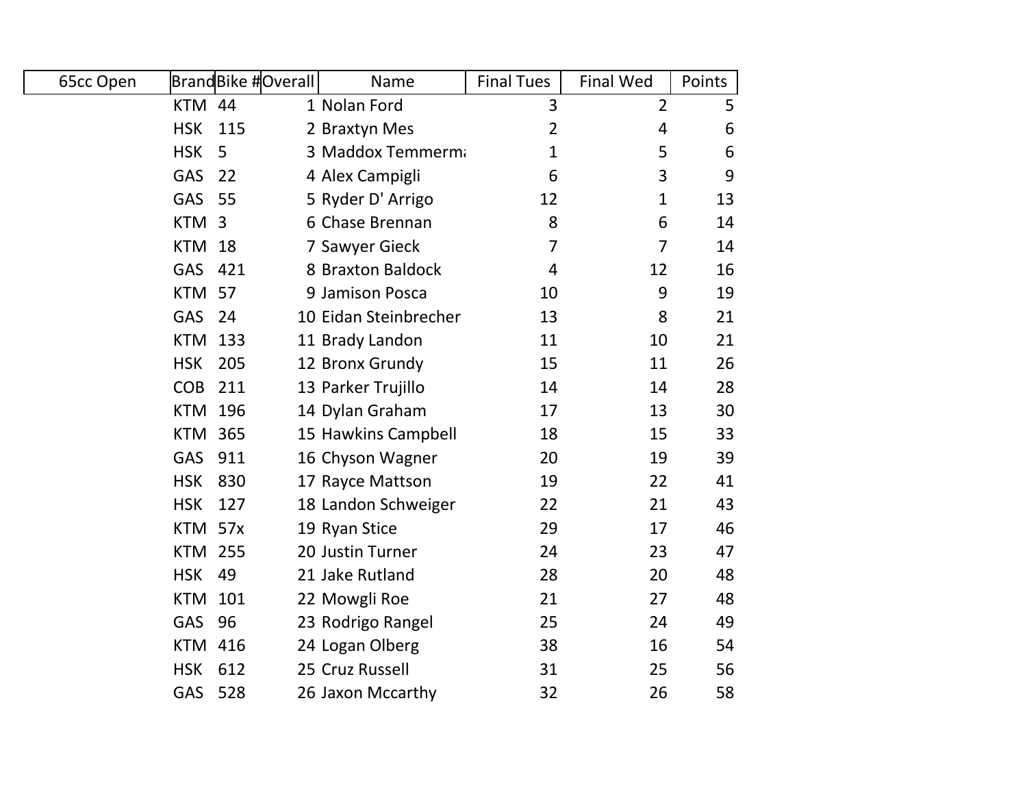| 65cc Open | Brand | Bike # | Overall | Name | Final Tues | Final Wed | Points |
|---|---|---|---|---|---|---|---|
| | KTM | 44 | 1 | Nolan Ford | 3 | 2 | 5 |
| | HSK | 115 | 2 | Braxtyn Mes | 2 | 4 | 6 |
| | HSK | 5 | 3 | Maddox Temmerma | 1 | 5 | 6 |
| | GAS | 22 | 4 | Alex Campigli | 6 | 3 | 9 |
| | GAS | 55 | 5 | Ryder D' Arrigo | 12 | 1 | 13 |
| | KTM | 3 | 6 | Chase Brennan | 8 | 6 | 14 |
| | KTM | 18 | 7 | Sawyer Gieck | 7 | 7 | 14 |
| | GAS | 421 | 8 | Braxton Baldock | 4 | 12 | 16 |
| | KTM | 57 | 9 | Jamison Posca | 10 | 9 | 19 |
| | GAS | 24 | 10 | Eidan Steinbrecher | 13 | 8 | 21 |
| | KTM | 133 | 11 | Brady Landon | 11 | 10 | 21 |
| | HSK | 205 | 12 | Bronx Grundy | 15 | 11 | 26 |
| | COB | 211 | 13 | Parker Trujillo | 14 | 14 | 28 |
| | KTM | 196 | 14 | Dylan Graham | 17 | 13 | 30 |
| | KTM | 365 | 15 | Hawkins Campbell | 18 | 15 | 33 |
| | GAS | 911 | 16 | Chyson Wagner | 20 | 19 | 39 |
| | HSK | 830 | 17 | Rayce Mattson | 19 | 22 | 41 |
| | HSK | 127 | 18 | Landon Schweiger | 22 | 21 | 43 |
| | KTM | 57x | 19 | Ryan Stice | 29 | 17 | 46 |
| | KTM | 255 | 20 | Justin Turner | 24 | 23 | 47 |
| | HSK | 49 | 21 | Jake Rutland | 28 | 20 | 48 |
| | KTM | 101 | 22 | Mowgli Roe | 21 | 27 | 48 |
| | GAS | 96 | 23 | Rodrigo Rangel | 25 | 24 | 49 |
| | KTM | 416 | 24 | Logan Olberg | 38 | 16 | 54 |
| | HSK | 612 | 25 | Cruz Russell | 31 | 25 | 56 |
| | GAS | 528 | 26 | Jaxon Mccarthy | 32 | 26 | 58 |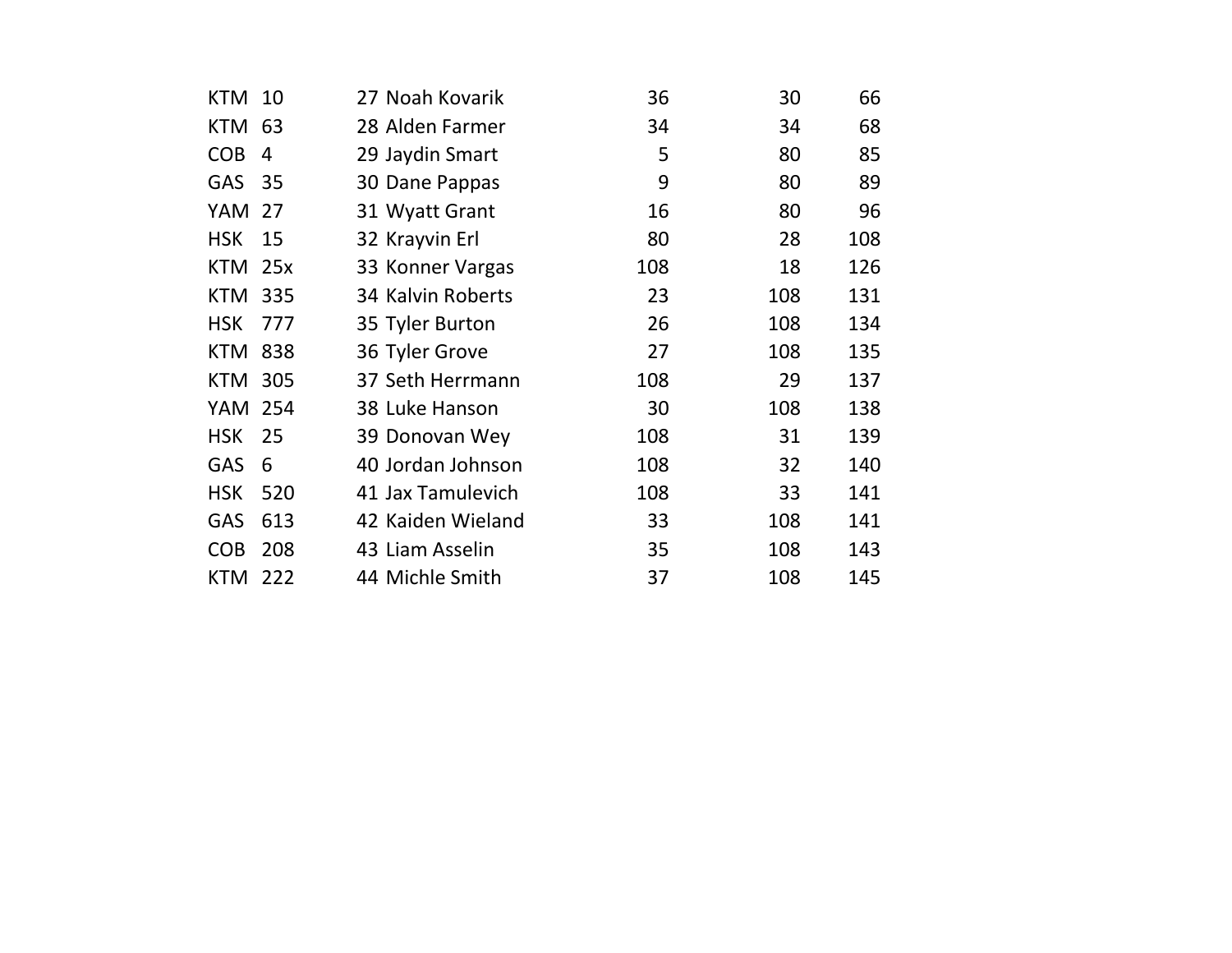| | | | | | | |
|---|---|---|---|---|---|---|
| KTM | 10 | 27 | Noah Kovarik | 36 | 30 | 66 |
| KTM | 63 | 28 | Alden Farmer | 34 | 34 | 68 |
| COB | 4 | 29 | Jaydin Smart | 5 | 80 | 85 |
| GAS | 35 | 30 | Dane Pappas | 9 | 80 | 89 |
| YAM | 27 | 31 | Wyatt Grant | 16 | 80 | 96 |
| HSK | 15 | 32 | Krayvin Erl | 80 | 28 | 108 |
| KTM | 25x | 33 | Konner Vargas | 108 | 18 | 126 |
| KTM | 335 | 34 | Kalvin Roberts | 23 | 108 | 131 |
| HSK | 777 | 35 | Tyler Burton | 26 | 108 | 134 |
| KTM | 838 | 36 | Tyler Grove | 27 | 108 | 135 |
| KTM | 305 | 37 | Seth Herrmann | 108 | 29 | 137 |
| YAM | 254 | 38 | Luke Hanson | 30 | 108 | 138 |
| HSK | 25 | 39 | Donovan Wey | 108 | 31 | 139 |
| GAS | 6 | 40 | Jordan Johnson | 108 | 32 | 140 |
| HSK | 520 | 41 | Jax Tamulevich | 108 | 33 | 141 |
| GAS | 613 | 42 | Kaiden Wieland | 33 | 108 | 141 |
| COB | 208 | 43 | Liam Asselin | 35 | 108 | 143 |
| KTM | 222 | 44 | Michle Smith | 37 | 108 | 145 |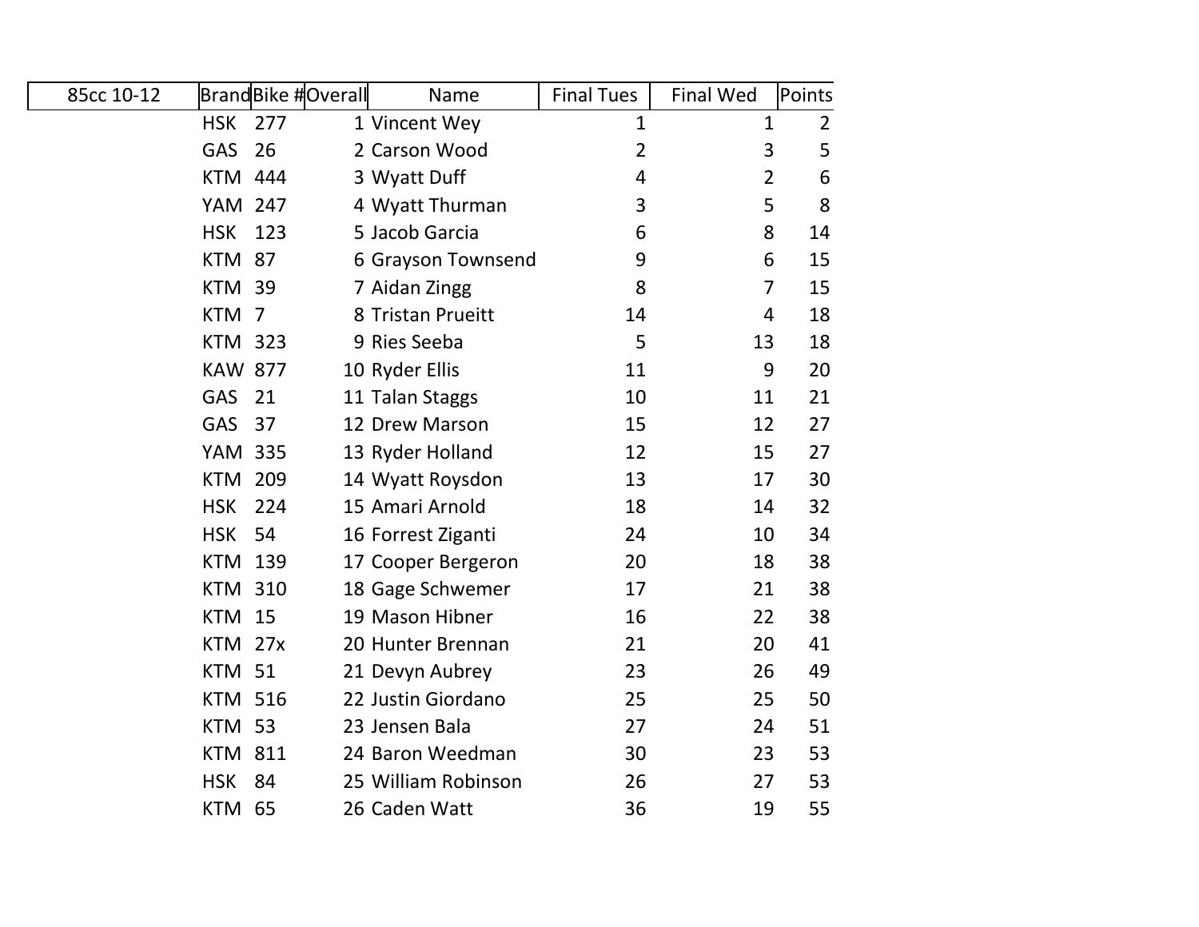| 85cc 10-12 | Brand | Bike # | Overall | Name | Final Tues | Final Wed | Points |
|---|---|---|---|---|---|---|---|
| | HSK | 277 | 1 | Vincent Wey | 1 | 1 | 2 |
| | GAS | 26 | 2 | Carson Wood | 2 | 3 | 5 |
| | KTM | 444 | 3 | Wyatt Duff | 4 | 2 | 6 |
| | YAM | 247 | 4 | Wyatt Thurman | 3 | 5 | 8 |
| | HSK | 123 | 5 | Jacob Garcia | 6 | 8 | 14 |
| | KTM | 87 | 6 | Grayson Townsend | 9 | 6 | 15 |
| | KTM | 39 | 7 | Aidan Zingg | 8 | 7 | 15 |
| | KTM | 7 | 8 | Tristan Prueitt | 14 | 4 | 18 |
| | KTM | 323 | 9 | Ries Seeba | 5 | 13 | 18 |
| | KAW | 877 | 10 | Ryder Ellis | 11 | 9 | 20 |
| | GAS | 21 | 11 | Talan Staggs | 10 | 11 | 21 |
| | GAS | 37 | 12 | Drew Marson | 15 | 12 | 27 |
| | YAM | 335 | 13 | Ryder Holland | 12 | 15 | 27 |
| | KTM | 209 | 14 | Wyatt Roysdon | 13 | 17 | 30 |
| | HSK | 224 | 15 | Amari Arnold | 18 | 14 | 32 |
| | HSK | 54 | 16 | Forrest Ziganti | 24 | 10 | 34 |
| | KTM | 139 | 17 | Cooper Bergeron | 20 | 18 | 38 |
| | KTM | 310 | 18 | Gage Schwemer | 17 | 21 | 38 |
| | KTM | 15 | 19 | Mason Hibner | 16 | 22 | 38 |
| | KTM | 27x | 20 | Hunter Brennan | 21 | 20 | 41 |
| | KTM | 51 | 21 | Devyn Aubrey | 23 | 26 | 49 |
| | KTM | 516 | 22 | Justin Giordano | 25 | 25 | 50 |
| | KTM | 53 | 23 | Jensen Bala | 27 | 24 | 51 |
| | KTM | 811 | 24 | Baron Weedman | 30 | 23 | 53 |
| | HSK | 84 | 25 | William Robinson | 26 | 27 | 53 |
| | KTM | 65 | 26 | Caden Watt | 36 | 19 | 55 |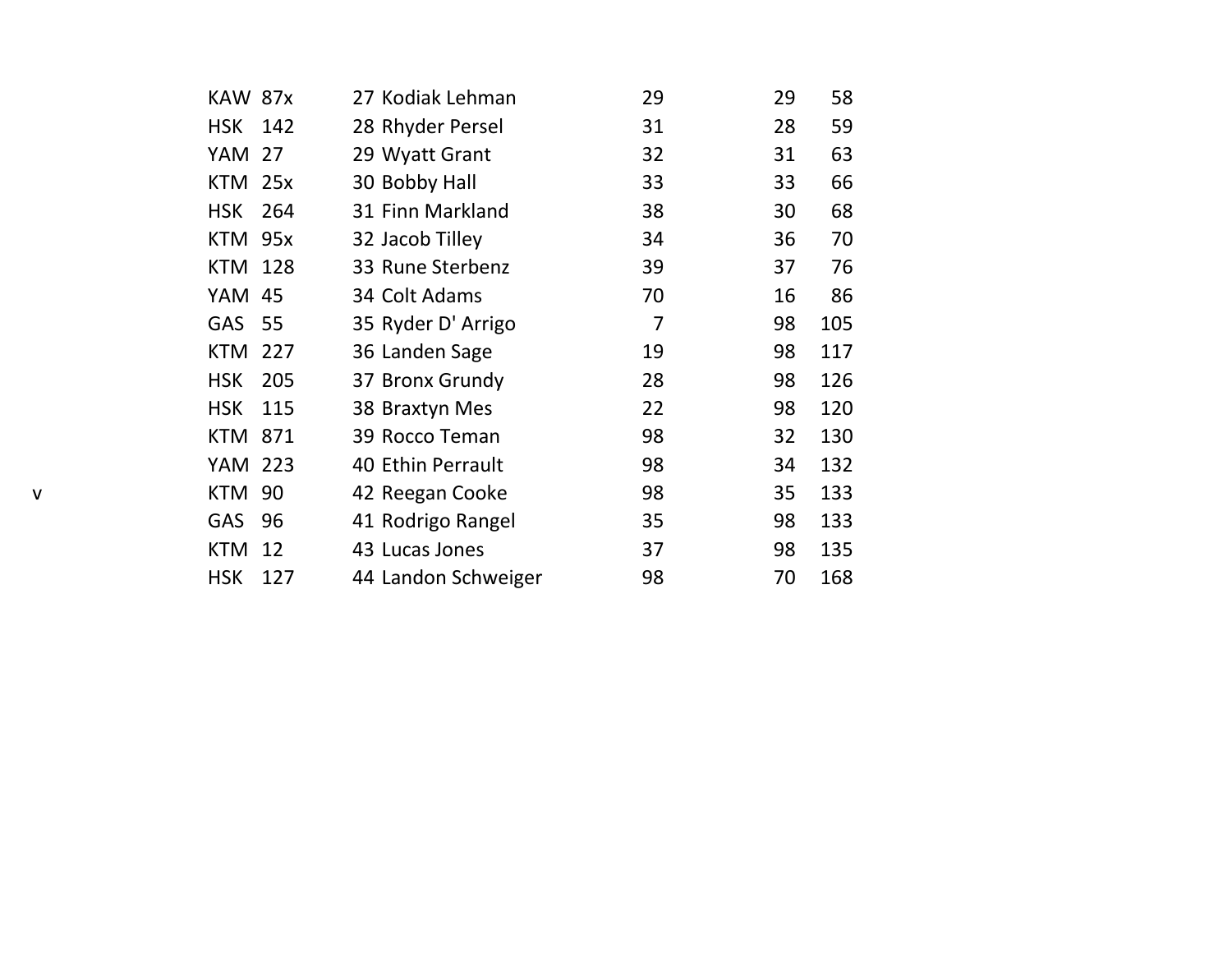| | | | | | | | |
|---|---|---|---|---|---|---|---|
| | KAW | 87x | 27 | Kodiak Lehman | 29 | 29 | 58 |
| | HSK | 142 | 28 | Rhyder Persel | 31 | 28 | 59 |
| | YAM | 27 | 29 | Wyatt Grant | 32 | 31 | 63 |
| | KTM | 25x | 30 | Bobby Hall | 33 | 33 | 66 |
| | HSK | 264 | 31 | Finn Markland | 38 | 30 | 68 |
| | KTM | 95x | 32 | Jacob Tilley | 34 | 36 | 70 |
| | KTM | 128 | 33 | Rune Sterbenz | 39 | 37 | 76 |
| | YAM | 45 | 34 | Colt Adams | 70 | 16 | 86 |
| | GAS | 55 | 35 | Ryder D' Arrigo | 7 | 98 | 105 |
| | KTM | 227 | 36 | Landen Sage | 19 | 98 | 117 |
| | HSK | 205 | 37 | Bronx Grundy | 28 | 98 | 126 |
| | HSK | 115 | 38 | Braxtyn Mes | 22 | 98 | 120 |
| | KTM | 871 | 39 | Rocco Teman | 98 | 32 | 130 |
| | YAM | 223 | 40 | Ethin Perrault | 98 | 34 | 132 |
| v | KTM | 90 | 42 | Reegan Cooke | 98 | 35 | 133 |
| | GAS | 96 | 41 | Rodrigo Rangel | 35 | 98 | 133 |
| | KTM | 12 | 43 | Lucas Jones | 37 | 98 | 135 |
| | HSK | 127 | 44 | Landon Schweiger | 98 | 70 | 168 |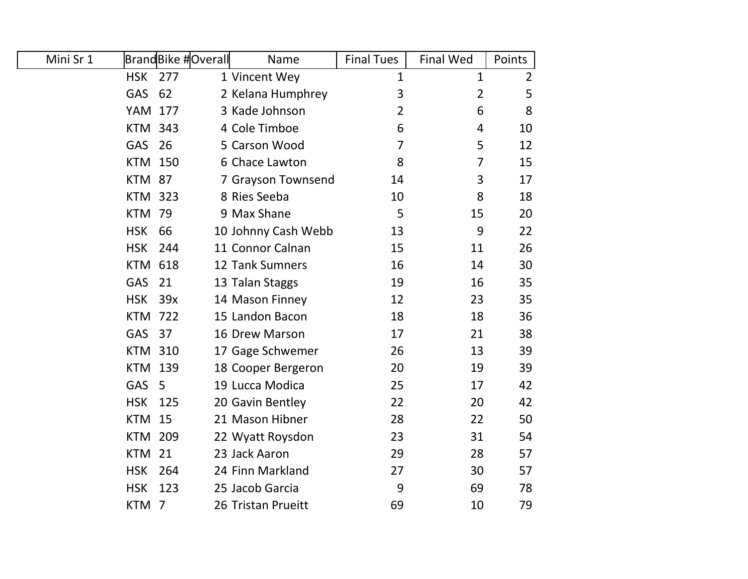| Mini Sr 1 | Brand | Bike # | Overall | Name | Final Tues | Final Wed | Points |
|---|---|---|---|---|---|---|---|
| | HSK | 277 | 1 | Vincent Wey | 1 | 1 | 2 |
| | GAS | 62 | 2 | Kelana Humphrey | 3 | 2 | 5 |
| | YAM | 177 | 3 | Kade Johnson | 2 | 6 | 8 |
| | KTM | 343 | 4 | Cole Timboe | 6 | 4 | 10 |
| | GAS | 26 | 5 | Carson Wood | 7 | 5 | 12 |
| | KTM | 150 | 6 | Chace Lawton | 8 | 7 | 15 |
| | KTM | 87 | 7 | Grayson Townsend | 14 | 3 | 17 |
| | KTM | 323 | 8 | Ries Seeba | 10 | 8 | 18 |
| | KTM | 79 | 9 | Max Shane | 5 | 15 | 20 |
| | HSK | 66 | 10 | Johnny Cash Webb | 13 | 9 | 22 |
| | HSK | 244 | 11 | Connor Calnan | 15 | 11 | 26 |
| | KTM | 618 | 12 | Tank Sumners | 16 | 14 | 30 |
| | GAS | 21 | 13 | Talan Staggs | 19 | 16 | 35 |
| | HSK | 39x | 14 | Mason Finney | 12 | 23 | 35 |
| | KTM | 722 | 15 | Landon Bacon | 18 | 18 | 36 |
| | GAS | 37 | 16 | Drew Marson | 17 | 21 | 38 |
| | KTM | 310 | 17 | Gage Schwemer | 26 | 13 | 39 |
| | KTM | 139 | 18 | Cooper Bergeron | 20 | 19 | 39 |
| | GAS | 5 | 19 | Lucca Modica | 25 | 17 | 42 |
| | HSK | 125 | 20 | Gavin Bentley | 22 | 20 | 42 |
| | KTM | 15 | 21 | Mason Hibner | 28 | 22 | 50 |
| | KTM | 209 | 22 | Wyatt Roysdon | 23 | 31 | 54 |
| | KTM | 21 | 23 | Jack Aaron | 29 | 28 | 57 |
| | HSK | 264 | 24 | Finn Markland | 27 | 30 | 57 |
| | HSK | 123 | 25 | Jacob Garcia | 9 | 69 | 78 |
| | KTM | 7 | 26 | Tristan Prueitt | 69 | 10 | 79 |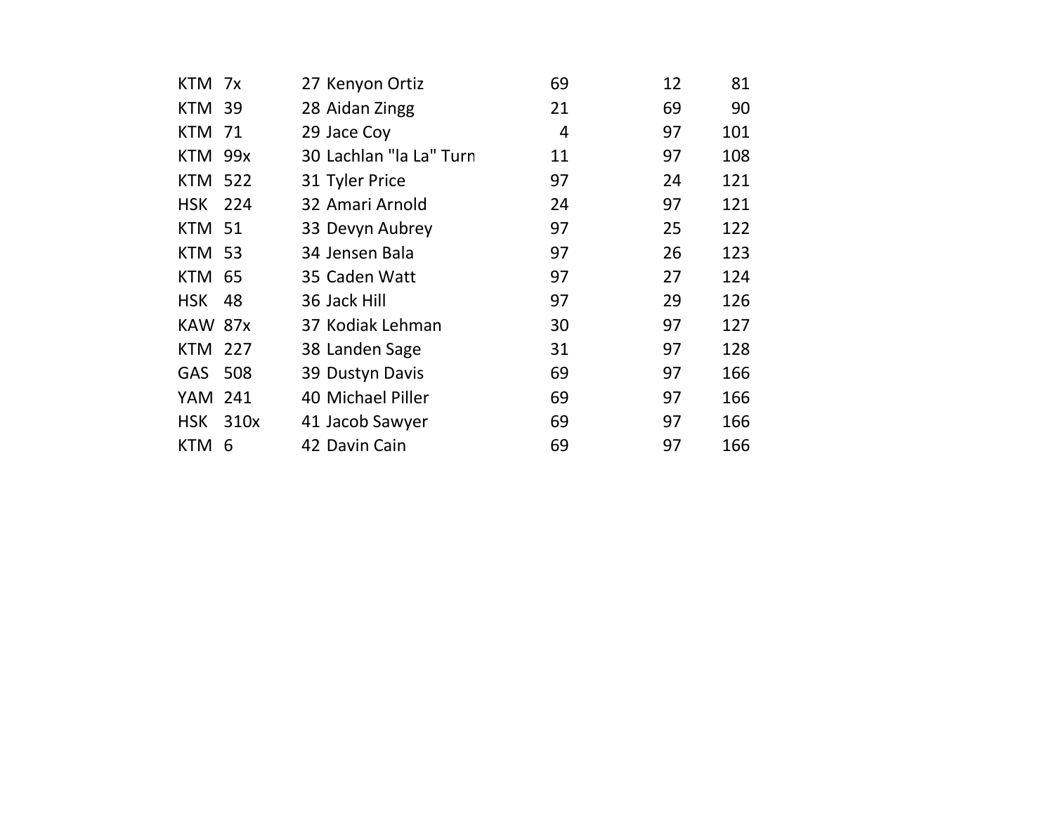| | | | | | | |
|---|---|---|---|---|---|---|
| KTM | 7x | 27 | Kenyon Ortiz | 69 | 12 | 81 |
| KTM | 39 | 28 | Aidan Zingg | 21 | 69 | 90 |
| KTM | 71 | 29 | Jace Coy | 4 | 97 | 101 |
| KTM | 99x | 30 | Lachlan "la La" Turn | 11 | 97 | 108 |
| KTM | 522 | 31 | Tyler Price | 97 | 24 | 121 |
| HSK | 224 | 32 | Amari Arnold | 24 | 97 | 121 |
| KTM | 51 | 33 | Devyn Aubrey | 97 | 25 | 122 |
| KTM | 53 | 34 | Jensen Bala | 97 | 26 | 123 |
| KTM | 65 | 35 | Caden Watt | 97 | 27 | 124 |
| HSK | 48 | 36 | Jack Hill | 97 | 29 | 126 |
| KAW | 87x | 37 | Kodiak Lehman | 30 | 97 | 127 |
| KTM | 227 | 38 | Landen Sage | 31 | 97 | 128 |
| GAS | 508 | 39 | Dustyn Davis | 69 | 97 | 166 |
| YAM | 241 | 40 | Michael Piller | 69 | 97 | 166 |
| HSK | 310x | 41 | Jacob Sawyer | 69 | 97 | 166 |
| KTM | 6 | 42 | Davin Cain | 69 | 97 | 166 |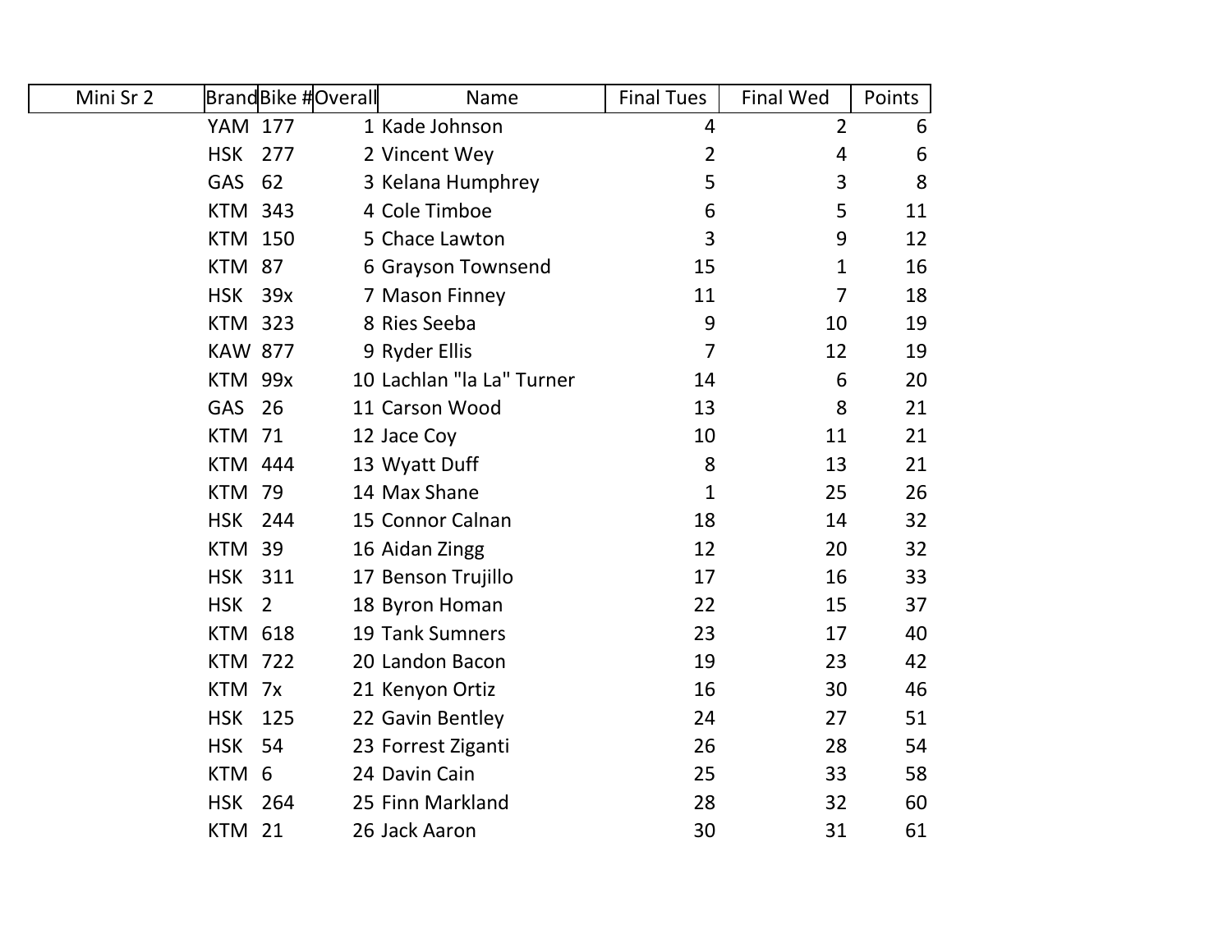| Mini Sr 2 | Brand | Bike # | Overall | Name | Final Tues | Final Wed | Points |
|---|---|---|---|---|---|---|---|
| | YAM | 177 | 1 | Kade Johnson | 4 | 2 | 6 |
| | HSK | 277 | 2 | Vincent Wey | 2 | 4 | 6 |
| | GAS | 62 | 3 | Kelana Humphrey | 5 | 3 | 8 |
| | KTM | 343 | 4 | Cole Timboe | 6 | 5 | 11 |
| | KTM | 150 | 5 | Chace Lawton | 3 | 9 | 12 |
| | KTM | 87 | 6 | Grayson Townsend | 15 | 1 | 16 |
| | HSK | 39x | 7 | Mason Finney | 11 | 7 | 18 |
| | KTM | 323 | 8 | Ries Seeba | 9 | 10 | 19 |
| | KAW | 877 | 9 | Ryder Ellis | 7 | 12 | 19 |
| | KTM | 99x | 10 | Lachlan "la La" Turner | 14 | 6 | 20 |
| | GAS | 26 | 11 | Carson Wood | 13 | 8 | 21 |
| | KTM | 71 | 12 | Jace Coy | 10 | 11 | 21 |
| | KTM | 444 | 13 | Wyatt Duff | 8 | 13 | 21 |
| | KTM | 79 | 14 | Max Shane | 1 | 25 | 26 |
| | HSK | 244 | 15 | Connor Calnan | 18 | 14 | 32 |
| | KTM | 39 | 16 | Aidan Zingg | 12 | 20 | 32 |
| | HSK | 311 | 17 | Benson Trujillo | 17 | 16 | 33 |
| | HSK | 2 | 18 | Byron Homan | 22 | 15 | 37 |
| | KTM | 618 | 19 | Tank Sumners | 23 | 17 | 40 |
| | KTM | 722 | 20 | Landon Bacon | 19 | 23 | 42 |
| | KTM | 7x | 21 | Kenyon Ortiz | 16 | 30 | 46 |
| | HSK | 125 | 22 | Gavin Bentley | 24 | 27 | 51 |
| | HSK | 54 | 23 | Forrest Ziganti | 26 | 28 | 54 |
| | KTM | 6 | 24 | Davin Cain | 25 | 33 | 58 |
| | HSK | 264 | 25 | Finn Markland | 28 | 32 | 60 |
| | KTM | 21 | 26 | Jack Aaron | 30 | 31 | 61 |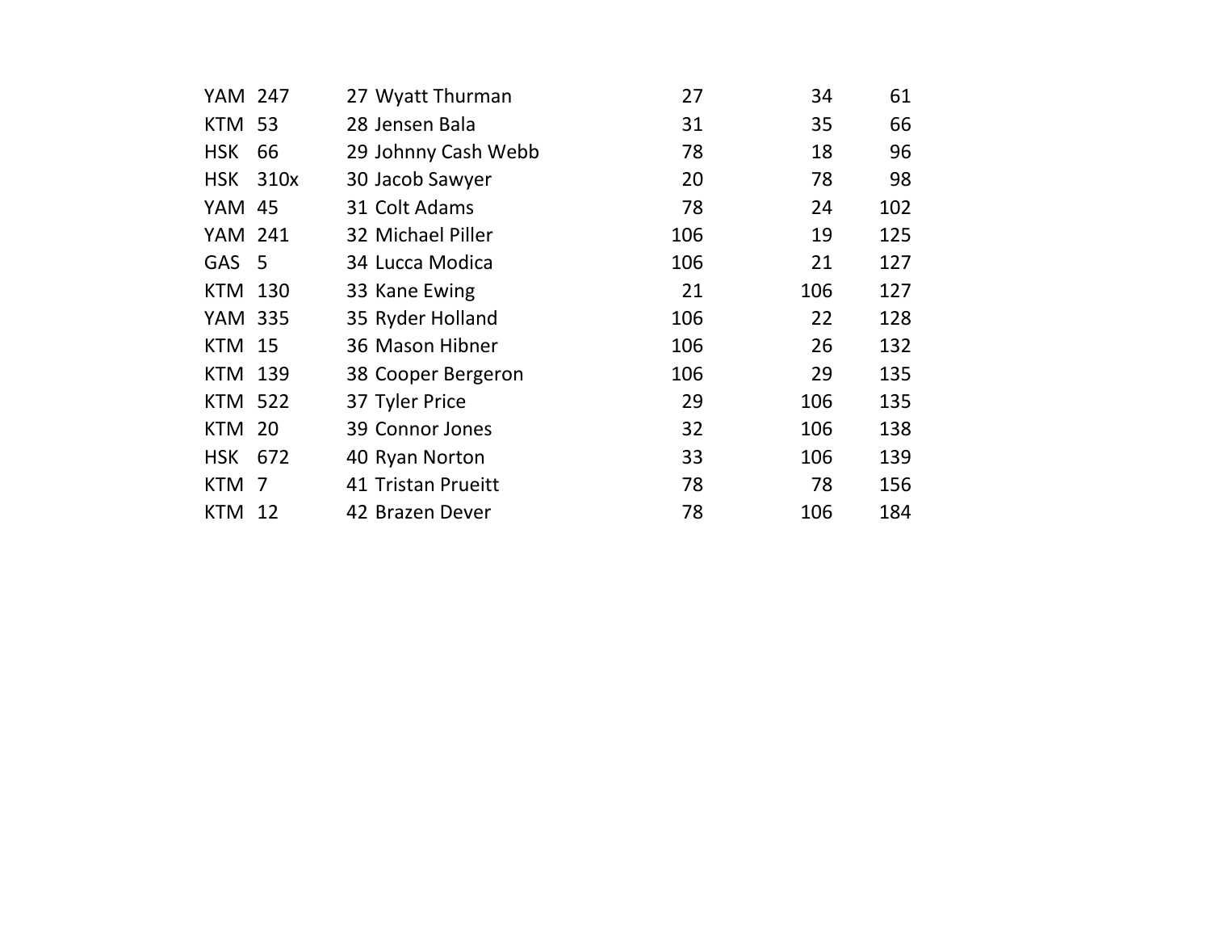| | | | | | | |
|---|---|---|---|---|---|---|
| YAM | 247 | 27 Wyatt Thurman | 27 | 34 | 61 |
| KTM | 53 | 28 Jensen Bala | 31 | 35 | 66 |
| HSK | 66 | 29 Johnny Cash Webb | 78 | 18 | 96 |
| HSK | 310x | 30 Jacob Sawyer | 20 | 78 | 98 |
| YAM | 45 | 31 Colt Adams | 78 | 24 | 102 |
| YAM | 241 | 32 Michael Piller | 106 | 19 | 125 |
| GAS | 5 | 34 Lucca Modica | 106 | 21 | 127 |
| KTM | 130 | 33 Kane Ewing | 21 | 106 | 127 |
| YAM | 335 | 35 Ryder Holland | 106 | 22 | 128 |
| KTM | 15 | 36 Mason Hibner | 106 | 26 | 132 |
| KTM | 139 | 38 Cooper Bergeron | 106 | 29 | 135 |
| KTM | 522 | 37 Tyler Price | 29 | 106 | 135 |
| KTM | 20 | 39 Connor Jones | 32 | 106 | 138 |
| HSK | 672 | 40 Ryan Norton | 33 | 106 | 139 |
| KTM | 7 | 41 Tristan Prueitt | 78 | 78 | 156 |
| KTM | 12 | 42 Brazen Dever | 78 | 106 | 184 |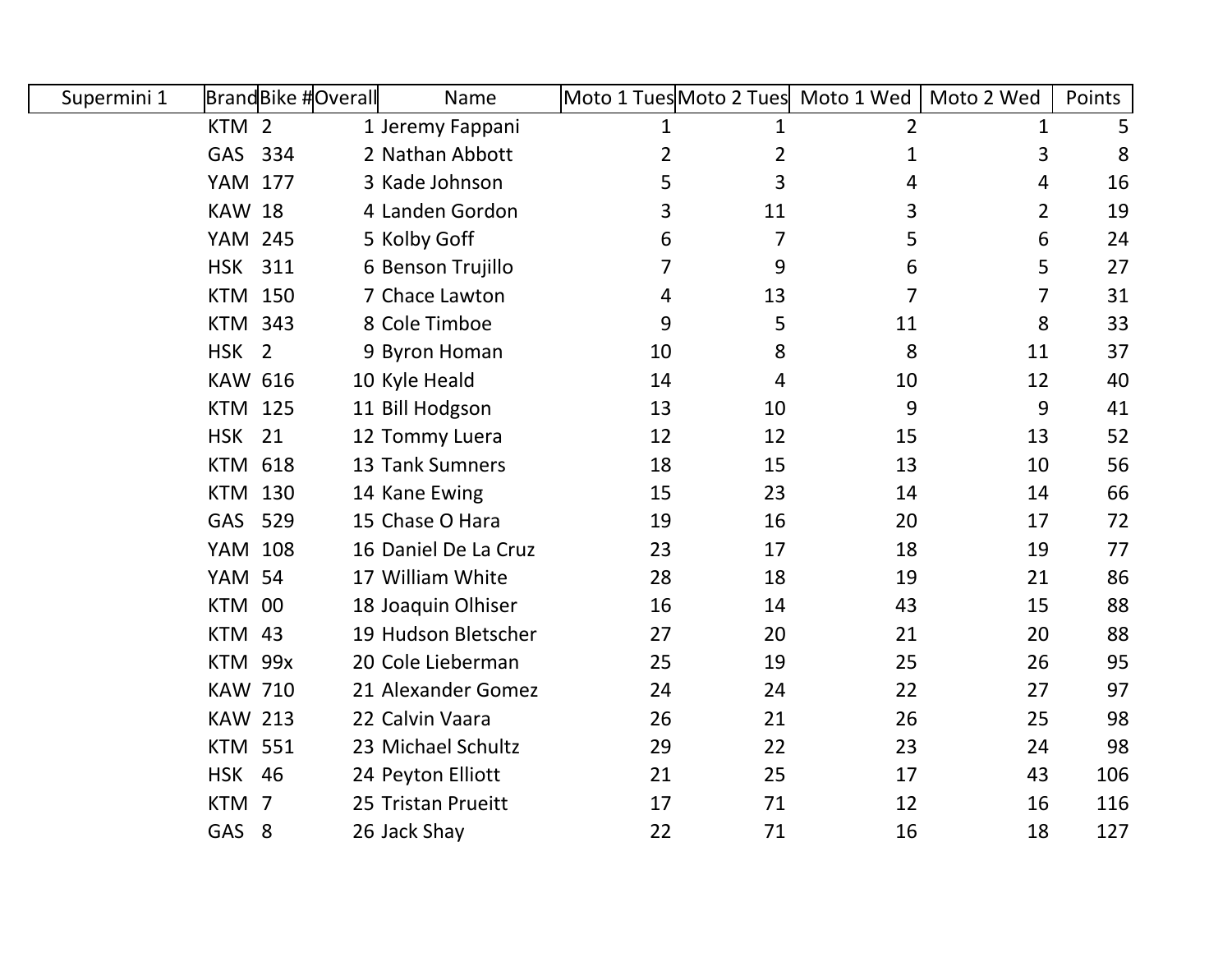| Supermini 1 | Brand | Bike # | Overall | Name | Moto 1 Tues | Moto 2 Tues | Moto 1 Wed | Moto 2 Wed | Points |
|---|---|---|---|---|---|---|---|---|---|
| | KTM | 2 | 1 | Jeremy Fappani | 1 | 1 | 2 | 1 | 5 |
| | GAS | 334 | 2 | Nathan Abbott | 2 | 2 | 1 | 3 | 8 |
| | YAM | 177 | 3 | Kade Johnson | 5 | 3 | 4 | 4 | 16 |
| | KAW | 18 | 4 | Landen Gordon | 3 | 11 | 3 | 2 | 19 |
| | YAM | 245 | 5 | Kolby Goff | 6 | 7 | 5 | 6 | 24 |
| | HSK | 311 | 6 | Benson Trujillo | 7 | 9 | 6 | 5 | 27 |
| | KTM | 150 | 7 | Chace Lawton | 4 | 13 | 7 | 7 | 31 |
| | KTM | 343 | 8 | Cole Timboe | 9 | 5 | 11 | 8 | 33 |
| | HSK | 2 | 9 | Byron Homan | 10 | 8 | 8 | 11 | 37 |
| | KAW | 616 | 10 | Kyle Heald | 14 | 4 | 10 | 12 | 40 |
| | KTM | 125 | 11 | Bill Hodgson | 13 | 10 | 9 | 9 | 41 |
| | HSK | 21 | 12 | Tommy Luera | 12 | 12 | 15 | 13 | 52 |
| | KTM | 618 | 13 | Tank Sumners | 18 | 15 | 13 | 10 | 56 |
| | KTM | 130 | 14 | Kane Ewing | 15 | 23 | 14 | 14 | 66 |
| | GAS | 529 | 15 | Chase O Hara | 19 | 16 | 20 | 17 | 72 |
| | YAM | 108 | 16 | Daniel De La Cruz | 23 | 17 | 18 | 19 | 77 |
| | YAM | 54 | 17 | William White | 28 | 18 | 19 | 21 | 86 |
| | KTM | 00 | 18 | Joaquin Olhiser | 16 | 14 | 43 | 15 | 88 |
| | KTM | 43 | 19 | Hudson Bletscher | 27 | 20 | 21 | 20 | 88 |
| | KTM | 99x | 20 | Cole Lieberman | 25 | 19 | 25 | 26 | 95 |
| | KAW | 710 | 21 | Alexander Gomez | 24 | 24 | 22 | 27 | 97 |
| | KAW | 213 | 22 | Calvin Vaara | 26 | 21 | 26 | 25 | 98 |
| | KTM | 551 | 23 | Michael Schultz | 29 | 22 | 23 | 24 | 98 |
| | HSK | 46 | 24 | Peyton Elliott | 21 | 25 | 17 | 43 | 106 |
| | KTM | 7 | 25 | Tristan Prueitt | 17 | 71 | 12 | 16 | 116 |
| | GAS | 8 | 26 | Jack Shay | 22 | 71 | 16 | 18 | 127 |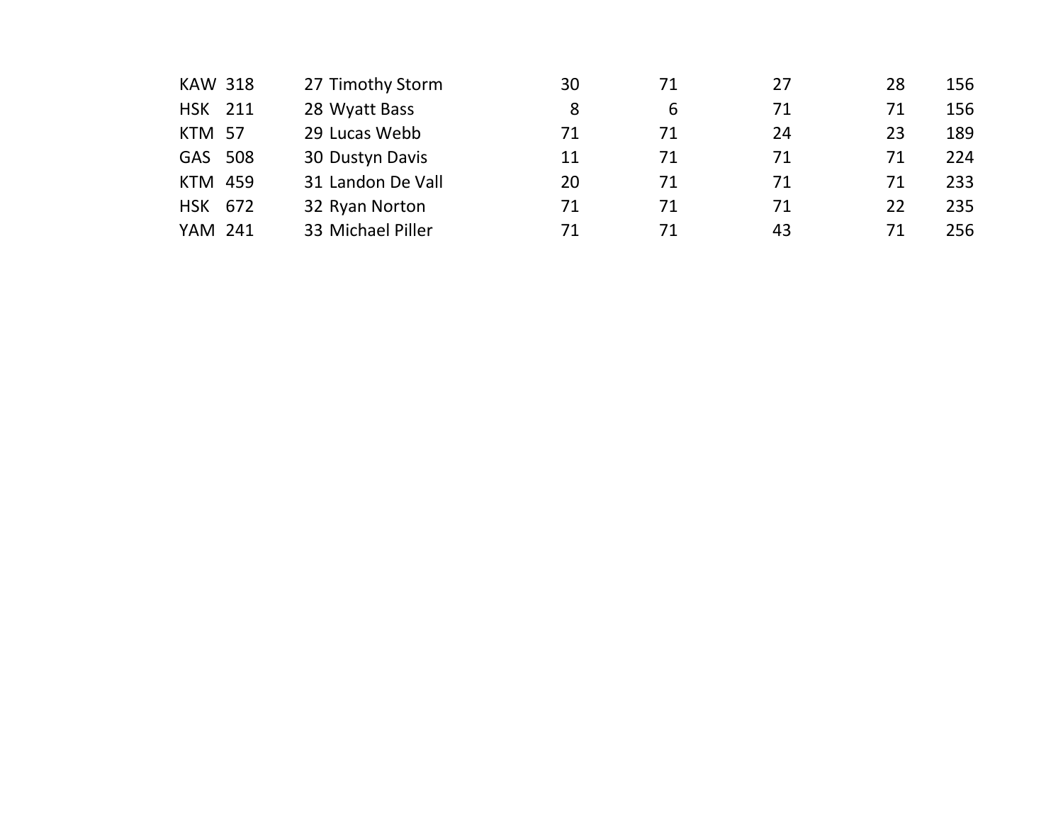| | | | | | | | | |
|---|---|---|---|---|---|---|---|---|
| KAW | 318 | 27 | Timothy Storm | 30 | 71 | 27 | 28 | 156 |
| HSK | 211 | 28 | Wyatt Bass | 8 | 6 | 71 | 71 | 156 |
| KTM | 57 | 29 | Lucas Webb | 71 | 71 | 24 | 23 | 189 |
| GAS | 508 | 30 | Dustyn Davis | 11 | 71 | 71 | 71 | 224 |
| KTM | 459 | 31 | Landon De Vall | 20 | 71 | 71 | 71 | 233 |
| HSK | 672 | 32 | Ryan Norton | 71 | 71 | 71 | 22 | 235 |
| YAM | 241 | 33 | Michael Piller | 71 | 71 | 43 | 71 | 256 |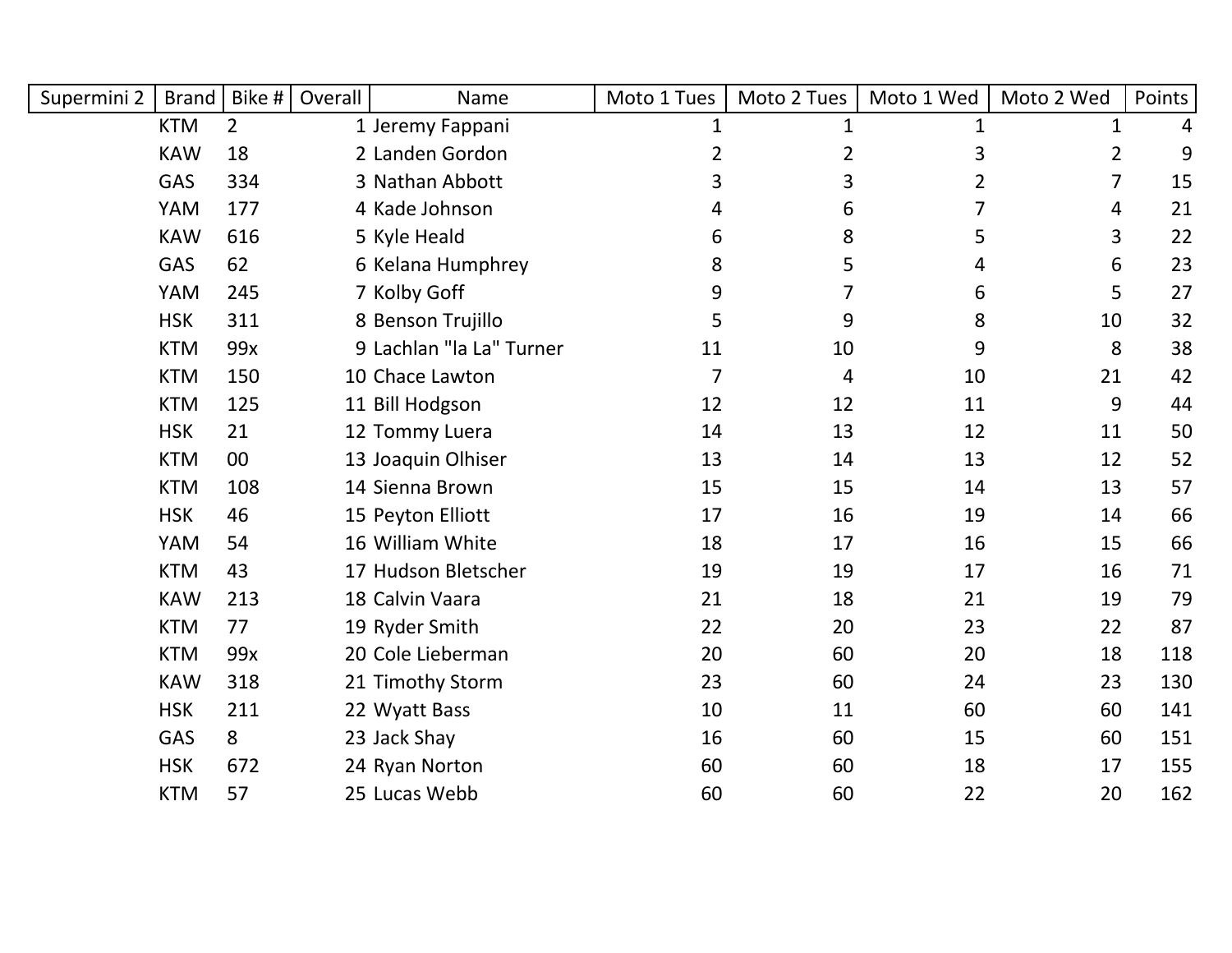| Supermini 2 | Brand | Bike # | Overall | Name | Moto 1 Tues | Moto 2 Tues | Moto 1 Wed | Moto 2 Wed | Points |
|---|---|---|---|---|---|---|---|---|---|
| | KTM | 2 | 1 | Jeremy Fappani | 1 | 1 | 1 | 1 | 4 |
| | KAW | 18 | 2 | Landen Gordon | 2 | 2 | 3 | 2 | 9 |
| | GAS | 334 | 3 | Nathan Abbott | 3 | 3 | 2 | 7 | 15 |
| | YAM | 177 | 4 | Kade Johnson | 4 | 6 | 7 | 4 | 21 |
| | KAW | 616 | 5 | Kyle Heald | 6 | 8 | 5 | 3 | 22 |
| | GAS | 62 | 6 | Kelana Humphrey | 8 | 5 | 4 | 6 | 23 |
| | YAM | 245 | 7 | Kolby Goff | 9 | 7 | 6 | 5 | 27 |
| | HSK | 311 | 8 | Benson Trujillo | 5 | 9 | 8 | 10 | 32 |
| | KTM | 99x | 9 | Lachlan "la La" Turner | 11 | 10 | 9 | 8 | 38 |
| | KTM | 150 | 10 | Chace Lawton | 7 | 4 | 10 | 21 | 42 |
| | KTM | 125 | 11 | Bill Hodgson | 12 | 12 | 11 | 9 | 44 |
| | HSK | 21 | 12 | Tommy Luera | 14 | 13 | 12 | 11 | 50 |
| | KTM | 00 | 13 | Joaquin Olhiser | 13 | 14 | 13 | 12 | 52 |
| | KTM | 108 | 14 | Sienna Brown | 15 | 15 | 14 | 13 | 57 |
| | HSK | 46 | 15 | Peyton Elliott | 17 | 16 | 19 | 14 | 66 |
| | YAM | 54 | 16 | William White | 18 | 17 | 16 | 15 | 66 |
| | KTM | 43 | 17 | Hudson Bletscher | 19 | 19 | 17 | 16 | 71 |
| | KAW | 213 | 18 | Calvin Vaara | 21 | 18 | 21 | 19 | 79 |
| | KTM | 77 | 19 | Ryder Smith | 22 | 20 | 23 | 22 | 87 |
| | KTM | 99x | 20 | Cole Lieberman | 20 | 60 | 20 | 18 | 118 |
| | KAW | 318 | 21 | Timothy Storm | 23 | 60 | 24 | 23 | 130 |
| | HSK | 211 | 22 | Wyatt Bass | 10 | 11 | 60 | 60 | 141 |
| | GAS | 8 | 23 | Jack Shay | 16 | 60 | 15 | 60 | 151 |
| | HSK | 672 | 24 | Ryan Norton | 60 | 60 | 18 | 17 | 155 |
| | KTM | 57 | 25 | Lucas Webb | 60 | 60 | 22 | 20 | 162 |